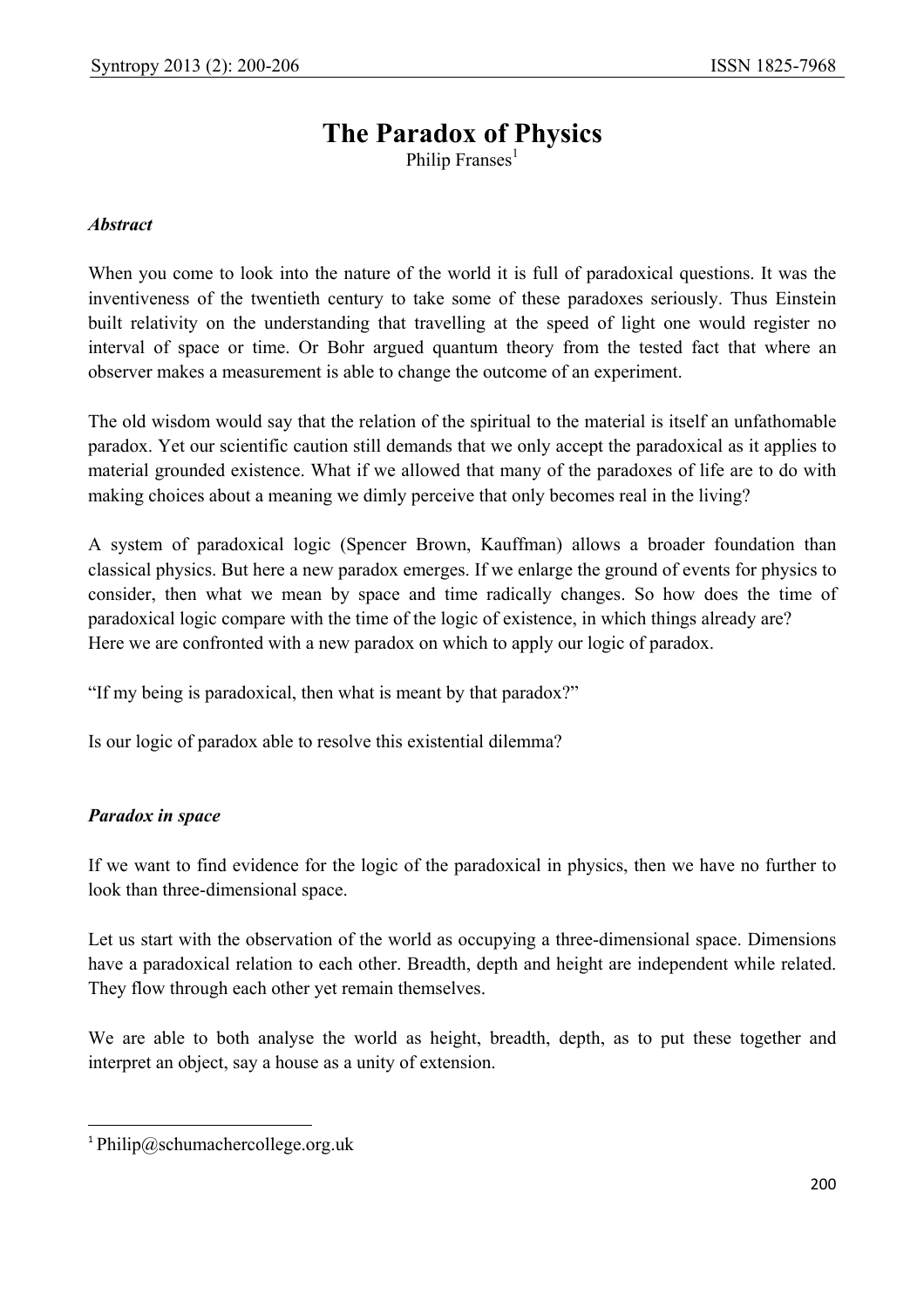# The Paradox of Physics

Philip Franses[1]

### *Abstract*

When you come to look into the nature of the world it is full of paradoxical questions. It was the inventiveness of the twentieth century to take some of these paradoxes seriously. Thus Einstein built relativity on the understanding that travelling at the speed of light one would register no interval of space or time. Or Bohr argued quantum theory from the tested fact that where an observer makes a measurement is able to change the outcome of an experiment.

The old wisdom would say that the relation of the spiritual to the material is itself an unfathomable paradox. Yet our scientific caution still demands that we only accept the paradoxical as it applies to material grounded existence. What if we allowed that many of the paradoxes of life are to do with making choices about a meaning we dimly perceive that only becomes real in the living?

A system of paradoxical logic (Spencer Brown, Kauffman) allows a broader foundation than classical physics. But here a new paradox emerges. If we enlarge the ground of events for physics to consider, then what we mean by space and time radically changes. So how does the time of paradoxical logic compare with the time of the logic of existence, in which things already are? Here we are confronted with a new paradox on which to apply our logic of paradox.

"If my being is paradoxical, then what is meant by that paradox?"

Is our logic of paradox able to resolve this existential dilemma?

### *Paradox in space*

If we want to find evidence for the logic of the paradoxical in physics, then we have no further to look than three-dimensional space.

Let us start with the observation of the world as occupying a three-dimensional space. Dimensions have a paradoxical relation to each other. Breadth, depth and height are independent while related. They flow through each other yet remain themselves.

We are able to both analyse the world as height, breadth, depth, as to put these together and interpret an object, say a house as a unity of extension.

[1] Philip@schumachercollege.org.uk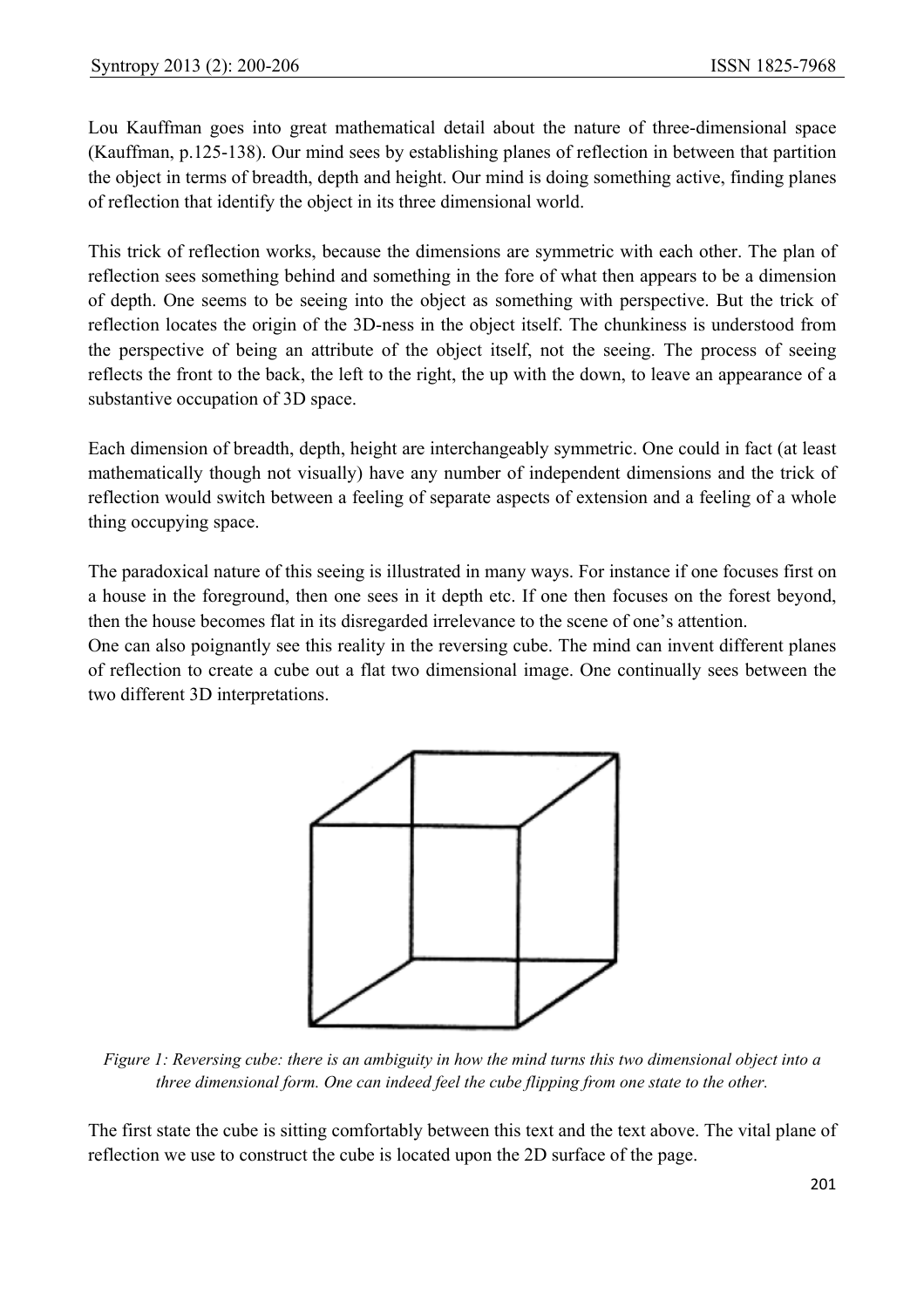Lou Kauffman goes into great mathematical detail about the nature of three-dimensional space (Kauffman, p.125-138). Our mind sees by establishing planes of reflection in between that partition the object in terms of breadth, depth and height. Our mind is doing something active, finding planes of reflection that identify the object in its three dimensional world.

This trick of reflection works, because the dimensions are symmetric with each other. The plan of reflection sees something behind and something in the fore of what then appears to be a dimension of depth. One seems to be seeing into the object as something with perspective. But the trick of reflection locates the origin of the 3D-ness in the object itself. The chunkiness is understood from the perspective of being an attribute of the object itself, not the seeing. The process of seeing reflects the front to the back, the left to the right, the up with the down, to leave an appearance of a substantive occupation of 3D space.

Each dimension of breadth, depth, height are interchangeably symmetric. One could in fact (at least mathematically though not visually) have any number of independent dimensions and the trick of reflection would switch between a feeling of separate aspects of extension and a feeling of a whole thing occupying space.

The paradoxical nature of this seeing is illustrated in many ways. For instance if one focuses first on a house in the foreground, then one sees in it depth etc. If one then focuses on the forest beyond, then the house becomes flat in its disregarded irrelevance to the scene of one's attention.

One can also poignantly see this reality in the reversing cube. The mind can invent different planes of reflection to create a cube out a flat two dimensional image. One continually sees between the two different 3D interpretations.

*Figure 1: Reversing cube: there is an ambiguity in how the mind turns this two dimensional object into a three dimensional form. One can indeed feel the cube flipping from one state to the other.*

The first state the cube is sitting comfortably between this text and the text above. The vital plane of reflection we use to construct the cube is located upon the 2D surface of the page.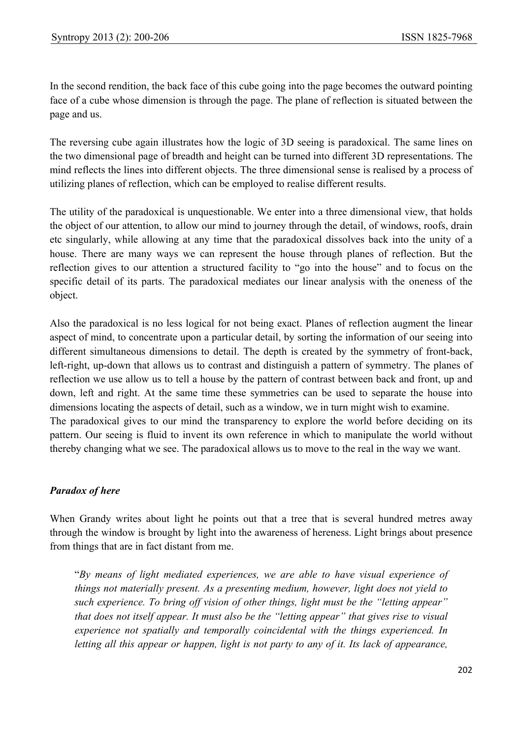In the second rendition, the back face of this cube going into the page becomes the outward pointing face of a cube whose dimension is through the page. The plane of reflection is situated between the page and us.

The reversing cube again illustrates how the logic of 3D seeing is paradoxical. The same lines on the two dimensional page of breadth and height can be turned into different 3D representations. The mind reflects the lines into different objects. The three dimensional sense is realised by a process of utilizing planes of reflection, which can be employed to realise different results.

The utility of the paradoxical is unquestionable. We enter into a three dimensional view, that holds the object of our attention, to allow our mind to journey through the detail, of windows, roofs, drain etc singularly, while allowing at any time that the paradoxical dissolves back into the unity of a house. There are many ways we can represent the house through planes of reflection. But the reflection gives to our attention a structured facility to "go into the house" and to focus on the specific detail of its parts. The paradoxical mediates our linear analysis with the oneness of the object.

Also the paradoxical is no less logical for not being exact. Planes of reflection augment the linear aspect of mind, to concentrate upon a particular detail, by sorting the information of our seeing into different simultaneous dimensions to detail. The depth is created by the symmetry of front-back, left-right, up-down that allows us to contrast and distinguish a pattern of symmetry. The planes of reflection we use allow us to tell a house by the pattern of contrast between back and front, up and down, left and right. At the same time these symmetries can be used to separate the house into dimensions locating the aspects of detail, such as a window, we in turn might wish to examine.
The paradoxical gives to our mind the transparency to explore the world before deciding on its pattern. Our seeing is fluid to invent its own reference in which to manipulate the world without thereby changing what we see. The paradoxical allows us to move to the real in the way we want.

***Paradox of here***

When Grandy writes about light he points out that a tree that is several hundred metres away through the window is brought by light into the awareness of hereness. Light brings about presence from things that are in fact distant from me.

> "*By means of light mediated experiences, we are able to have visual experience of things not materially present. As a presenting medium, however, light does not yield to such experience. To bring off vision of other things, light must be the "letting appear" that does not itself appear. It must also be the "letting appear" that gives rise to visual experience not spatially and temporally coincidental with the things experienced. In letting all this appear or happen, light is not party to any of it. Its lack of appearance,*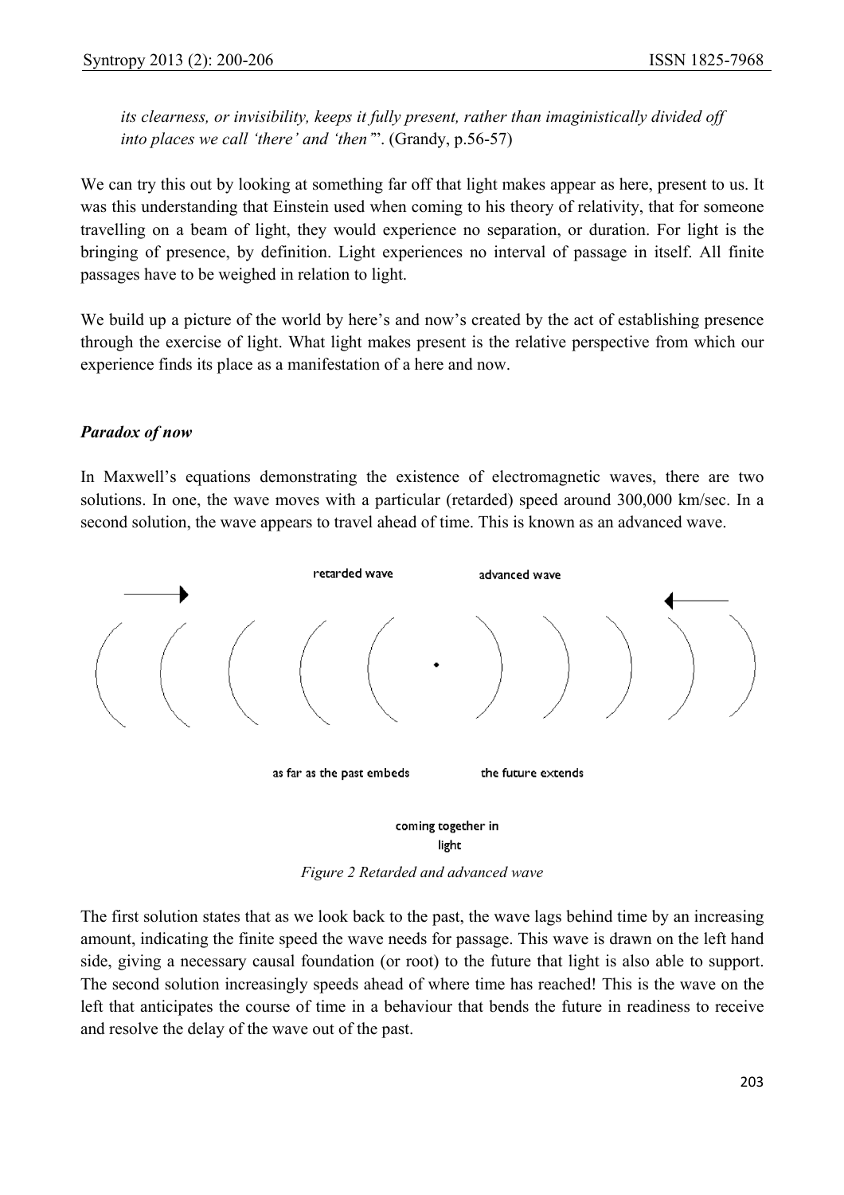*its clearness, or invisibility, keeps it fully present, rather than imaginistically divided off into places we call 'there' and 'then'*". (Grandy, p.56-57)

We can try this out by looking at something far off that light makes appear as here, present to us. It was this understanding that Einstein used when coming to his theory of relativity, that for someone travelling on a beam of light, they would experience no separation, or duration. For light is the bringing of presence, by definition. Light experiences no interval of passage in itself. All finite passages have to be weighed in relation to light.

We build up a picture of the world by here's and now's created by the act of establishing presence through the exercise of light. What light makes present is the relative perspective from which our experience finds its place as a manifestation of a here and now.

### *Paradox of now*

In Maxwell's equations demonstrating the existence of electromagnetic waves, there are two solutions. In one, the wave moves with a particular (retarded) speed around 300,000 km/sec. In a second solution, the wave appears to travel ahead of time. This is known as an advanced wave.

retarded wave | advanced wave

as far as the past embeds | the future extends

coming together in light

*Figure 2 Retarded and advanced wave*

The first solution states that as we look back to the past, the wave lags behind time by an increasing amount, indicating the finite speed the wave needs for passage. This wave is drawn on the left hand side, giving a necessary causal foundation (or root) to the future that light is also able to support. The second solution increasingly speeds ahead of where time has reached! This is the wave on the left that anticipates the course of time in a behaviour that bends the future in readiness to receive and resolve the delay of the wave out of the past.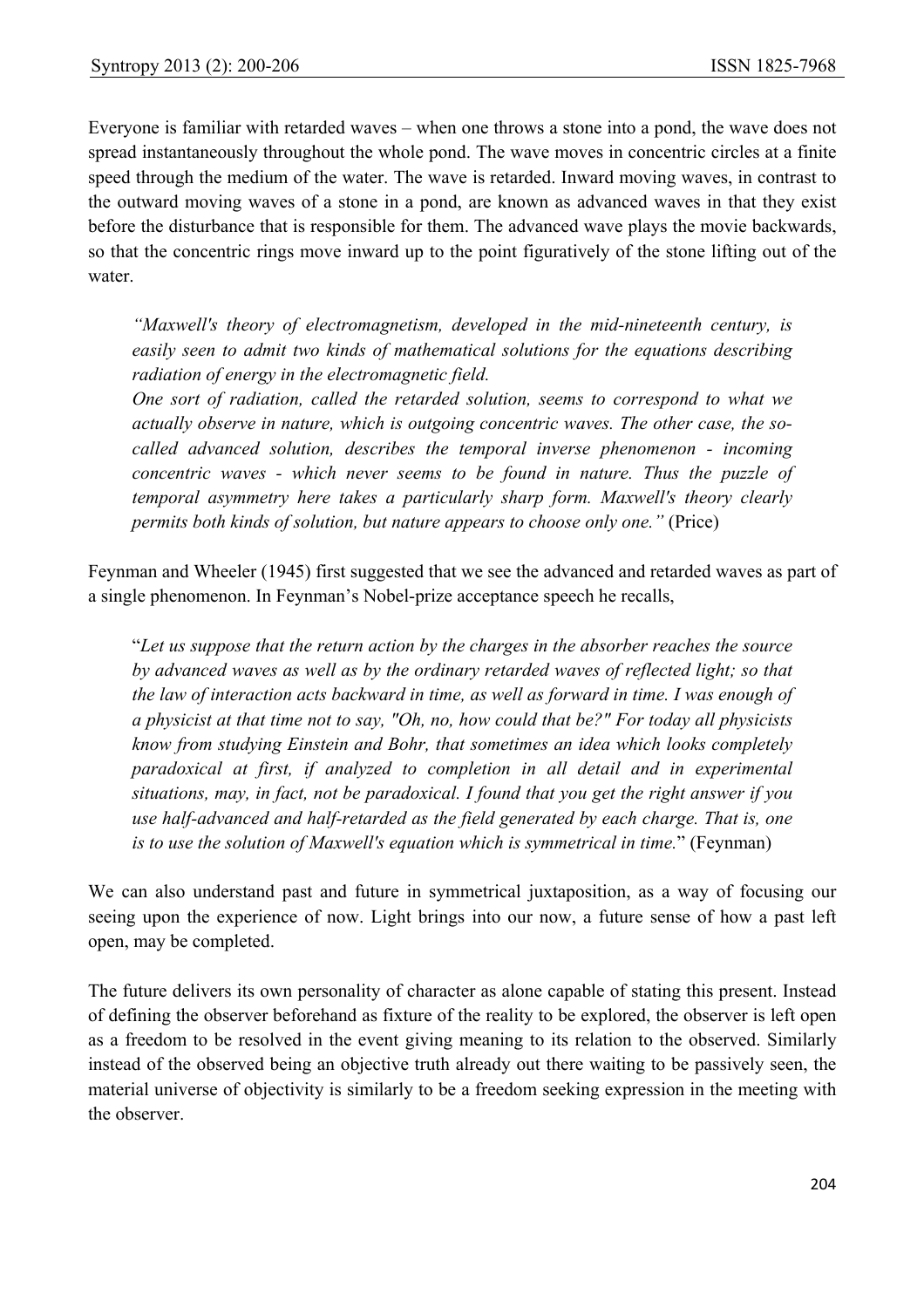Everyone is familiar with retarded waves – when one throws a stone into a pond, the wave does not spread instantaneously throughout the whole pond. The wave moves in concentric circles at a finite speed through the medium of the water. The wave is retarded. Inward moving waves, in contrast to the outward moving waves of a stone in a pond, are known as advanced waves in that they exist before the disturbance that is responsible for them. The advanced wave plays the movie backwards, so that the concentric rings move inward up to the point figuratively of the stone lifting out of the water.

> *"Maxwell's theory of electromagnetism, developed in the mid-nineteenth century, is easily seen to admit two kinds of mathematical solutions for the equations describing radiation of energy in the electromagnetic field.*
> *One sort of radiation, called the retarded solution, seems to correspond to what we actually observe in nature, which is outgoing concentric waves. The other case, the so-called advanced solution, describes the temporal inverse phenomenon - incoming concentric waves - which never seems to be found in nature. Thus the puzzle of temporal asymmetry here takes a particularly sharp form. Maxwell's theory clearly permits both kinds of solution, but nature appears to choose only one."* (Price)

Feynman and Wheeler (1945) first suggested that we see the advanced and retarded waves as part of a single phenomenon. In Feynman's Nobel-prize acceptance speech he recalls,

> "*Let us suppose that the return action by the charges in the absorber reaches the source by advanced waves as well as by the ordinary retarded waves of reflected light; so that the law of interaction acts backward in time, as well as forward in time. I was enough of a physicist at that time not to say, "Oh, no, how could that be?" For today all physicists know from studying Einstein and Bohr, that sometimes an idea which looks completely paradoxical at first, if analyzed to completion in all detail and in experimental situations, may, in fact, not be paradoxical. I found that you get the right answer if you use half-advanced and half-retarded as the field generated by each charge. That is, one is to use the solution of Maxwell's equation which is symmetrical in time.*" (Feynman)

We can also understand past and future in symmetrical juxtaposition, as a way of focusing our seeing upon the experience of now. Light brings into our now, a future sense of how a past left open, may be completed.

The future delivers its own personality of character as alone capable of stating this present. Instead of defining the observer beforehand as fixture of the reality to be explored, the observer is left open as a freedom to be resolved in the event giving meaning to its relation to the observed. Similarly instead of the observed being an objective truth already out there waiting to be passively seen, the material universe of objectivity is similarly to be a freedom seeking expression in the meeting with the observer.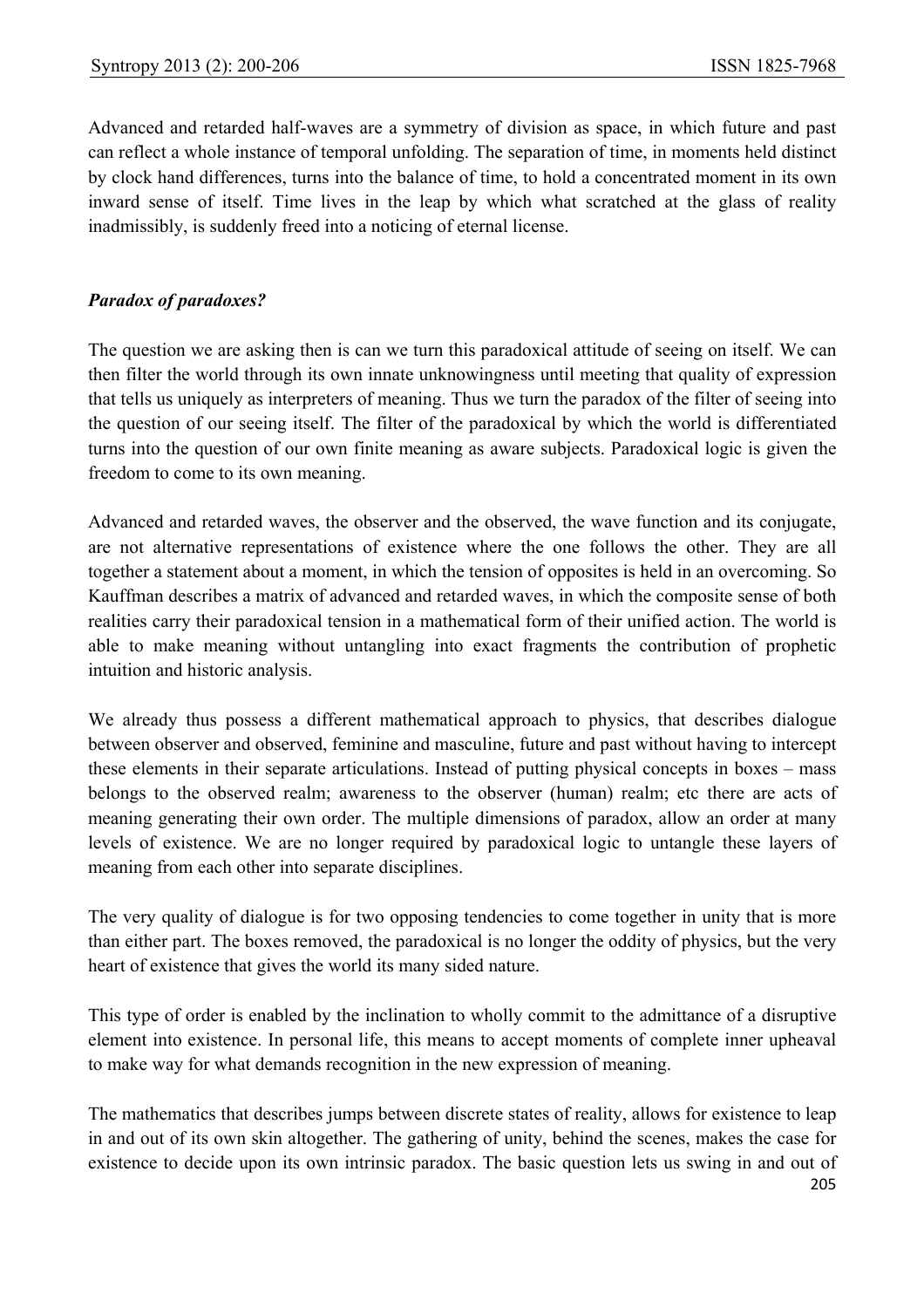Advanced and retarded half-waves are a symmetry of division as space, in which future and past can reflect a whole instance of temporal unfolding. The separation of time, in moments held distinct by clock hand differences, turns into the balance of time, to hold a concentrated moment in its own inward sense of itself. Time lives in the leap by which what scratched at the glass of reality inadmissibly, is suddenly freed into a noticing of eternal license.

### ***Paradox of paradoxes?***

The question we are asking then is can we turn this paradoxical attitude of seeing on itself. We can then filter the world through its own innate unknowingness until meeting that quality of expression that tells us uniquely as interpreters of meaning. Thus we turn the paradox of the filter of seeing into the question of our seeing itself. The filter of the paradoxical by which the world is differentiated turns into the question of our own finite meaning as aware subjects. Paradoxical logic is given the freedom to come to its own meaning.

Advanced and retarded waves, the observer and the observed, the wave function and its conjugate, are not alternative representations of existence where the one follows the other. They are all together a statement about a moment, in which the tension of opposites is held in an overcoming. So Kauffman describes a matrix of advanced and retarded waves, in which the composite sense of both realities carry their paradoxical tension in a mathematical form of their unified action. The world is able to make meaning without untangling into exact fragments the contribution of prophetic intuition and historic analysis.

We already thus possess a different mathematical approach to physics, that describes dialogue between observer and observed, feminine and masculine, future and past without having to intercept these elements in their separate articulations. Instead of putting physical concepts in boxes – mass belongs to the observed realm; awareness to the observer (human) realm; etc there are acts of meaning generating their own order. The multiple dimensions of paradox, allow an order at many levels of existence. We are no longer required by paradoxical logic to untangle these layers of meaning from each other into separate disciplines.

The very quality of dialogue is for two opposing tendencies to come together in unity that is more than either part. The boxes removed, the paradoxical is no longer the oddity of physics, but the very heart of existence that gives the world its many sided nature.

This type of order is enabled by the inclination to wholly commit to the admittance of a disruptive element into existence. In personal life, this means to accept moments of complete inner upheaval to make way for what demands recognition in the new expression of meaning.

The mathematics that describes jumps between discrete states of reality, allows for existence to leap in and out of its own skin altogether. The gathering of unity, behind the scenes, makes the case for existence to decide upon its own intrinsic paradox. The basic question lets us swing in and out of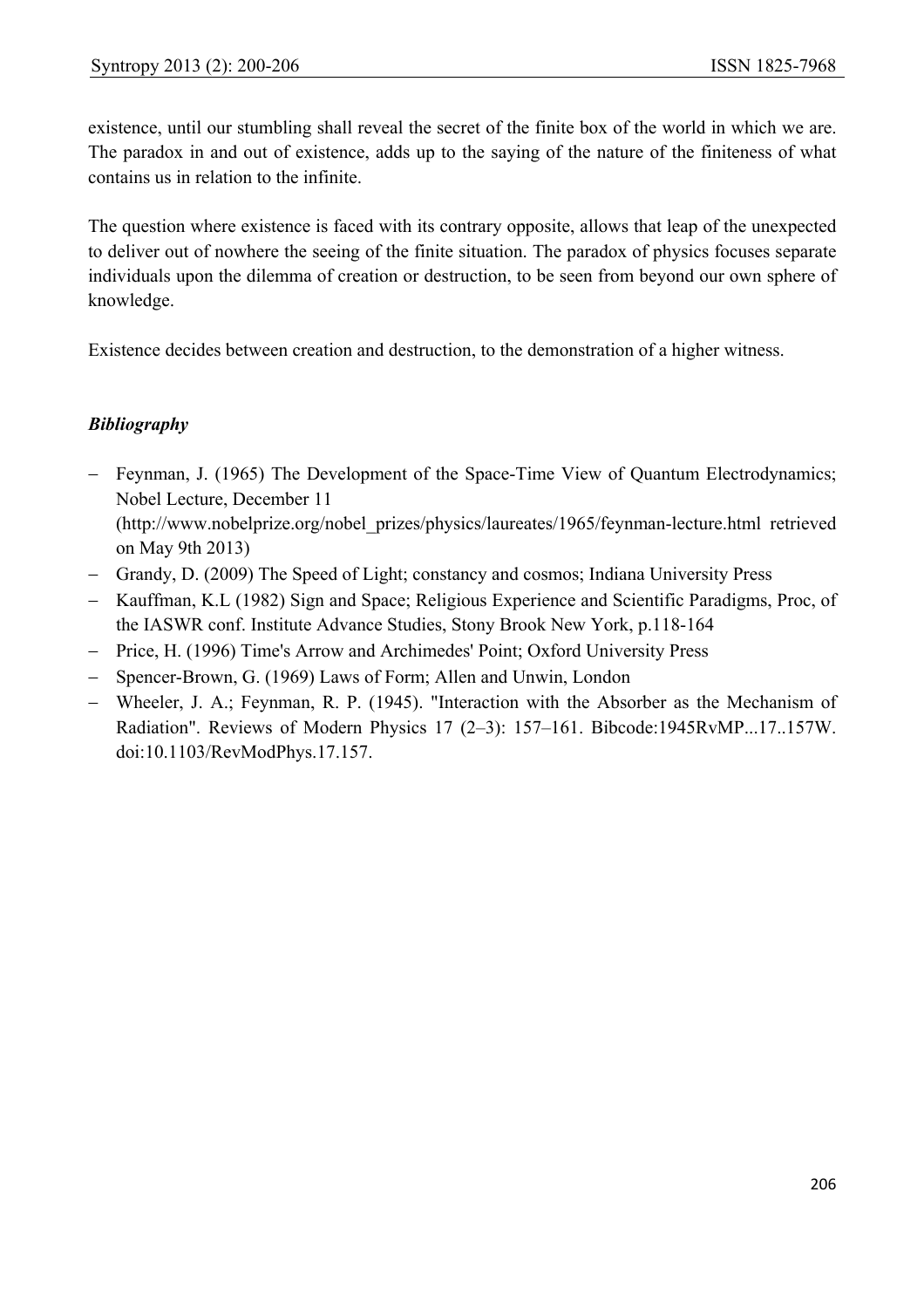existence, until our stumbling shall reveal the secret of the finite box of the world in which we are. The paradox in and out of existence, adds up to the saying of the nature of the finiteness of what contains us in relation to the infinite.

The question where existence is faced with its contrary opposite, allows that leap of the unexpected to deliver out of nowhere the seeing of the finite situation. The paradox of physics focuses separate individuals upon the dilemma of creation or destruction, to be seen from beyond our own sphere of knowledge.

Existence decides between creation and destruction, to the demonstration of a higher witness.

### *Bibliography*

- Feynman, J. (1965) The Development of the Space-Time View of Quantum Electrodynamics; Nobel Lecture, December 11 (http://www.nobelprize.org/nobel_prizes/physics/laureates/1965/feynman-lecture.html retrieved on May 9th 2013)
- Grandy, D. (2009) The Speed of Light; constancy and cosmos; Indiana University Press
- Kauffman, K.L (1982) Sign and Space; Religious Experience and Scientific Paradigms, Proc, of the IASWR conf. Institute Advance Studies, Stony Brook New York, p.118-164
- Price, H. (1996) Time's Arrow and Archimedes' Point; Oxford University Press
- Spencer-Brown, G. (1969) Laws of Form; Allen and Unwin, London
- Wheeler, J. A.; Feynman, R. P. (1945). "Interaction with the Absorber as the Mechanism of Radiation". Reviews of Modern Physics 17 (2–3): 157–161. Bibcode:1945RvMP...17..157W. doi:10.1103/RevModPhys.17.157.